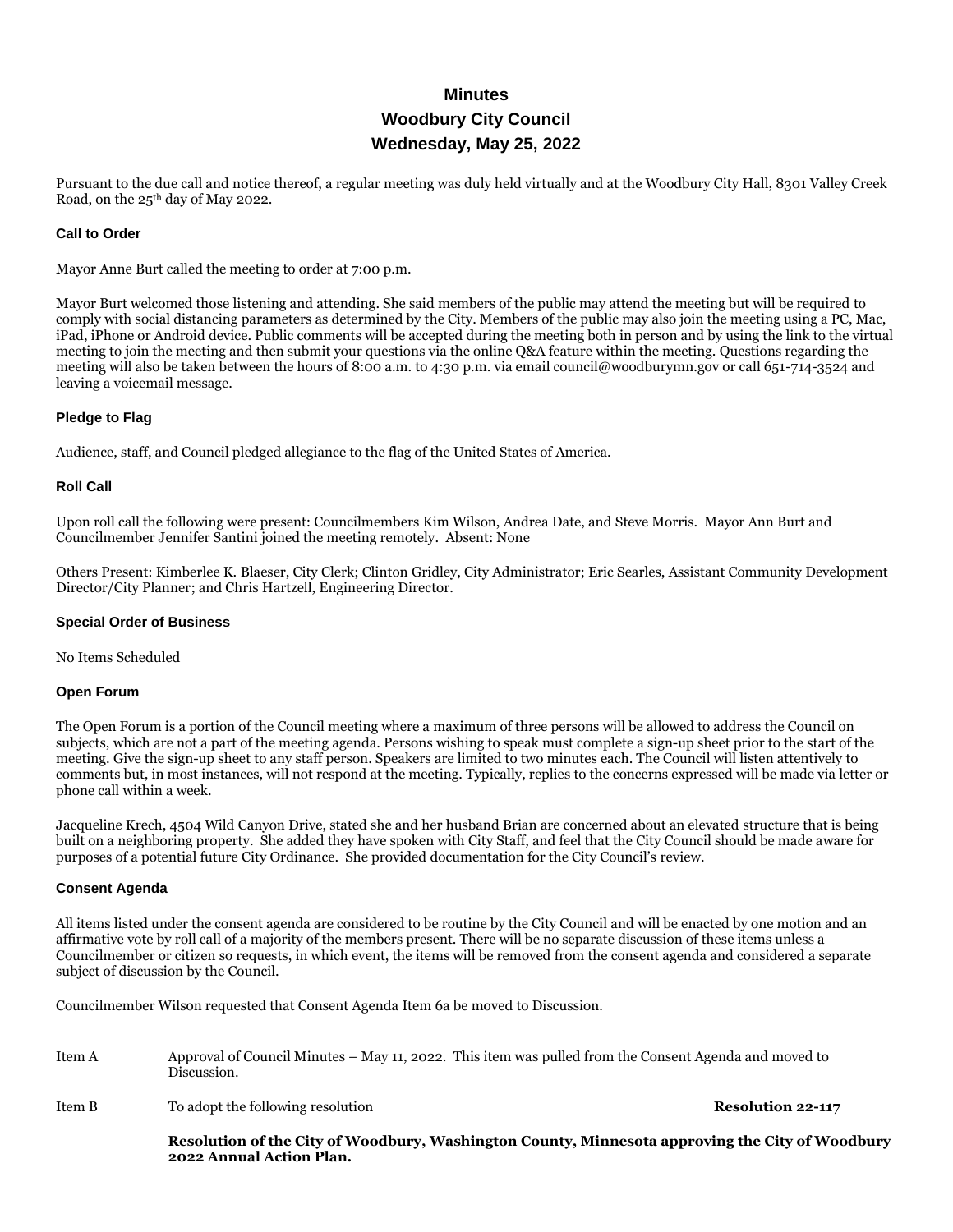# Minutes
# Woodbury City Council
# Wednesday, May 25, 2022

Pursuant to the due call and notice thereof, a regular meeting was duly held virtually and at the Woodbury City Hall, 8301 Valley Creek Road, on the 25th day of May 2022.

### Call to Order

Mayor Anne Burt called the meeting to order at 7:00 p.m.

Mayor Burt welcomed those listening and attending. She said members of the public may attend the meeting but will be required to comply with social distancing parameters as determined by the City. Members of the public may also join the meeting using a PC, Mac, iPad, iPhone or Android device. Public comments will be accepted during the meeting both in person and by using the link to the virtual meeting to join the meeting and then submit your questions via the online Q&A feature within the meeting. Questions regarding the meeting will also be taken between the hours of 8:00 a.m. to 4:30 p.m. via email council@woodburymn.gov or call 651-714-3524 and leaving a voicemail message.

### Pledge to Flag

Audience, staff, and Council pledged allegiance to the flag of the United States of America.

### Roll Call

Upon roll call the following were present: Councilmembers Kim Wilson, Andrea Date, and Steve Morris. Mayor Ann Burt and Councilmember Jennifer Santini joined the meeting remotely. Absent: None

Others Present: Kimberlee K. Blaeser, City Clerk; Clinton Gridley, City Administrator; Eric Searles, Assistant Community Development Director/City Planner; and Chris Hartzell, Engineering Director.

### Special Order of Business

No Items Scheduled

### Open Forum

The Open Forum is a portion of the Council meeting where a maximum of three persons will be allowed to address the Council on subjects, which are not a part of the meeting agenda. Persons wishing to speak must complete a sign-up sheet prior to the start of the meeting. Give the sign-up sheet to any staff person. Speakers are limited to two minutes each. The Council will listen attentively to comments but, in most instances, will not respond at the meeting. Typically, replies to the concerns expressed will be made via letter or phone call within a week.

Jacqueline Krech, 4504 Wild Canyon Drive, stated she and her husband Brian are concerned about an elevated structure that is being built on a neighboring property. She added they have spoken with City Staff, and feel that the City Council should be made aware for purposes of a potential future City Ordinance. She provided documentation for the City Council's review.

### Consent Agenda

All items listed under the consent agenda are considered to be routine by the City Council and will be enacted by one motion and an affirmative vote by roll call of a majority of the members present. There will be no separate discussion of these items unless a Councilmember or citizen so requests, in which event, the items will be removed from the consent agenda and considered a separate subject of discussion by the Council.

Councilmember Wilson requested that Consent Agenda Item 6a be moved to Discussion.

Item A — Approval of Council Minutes – May 11, 2022. This item was pulled from the Consent Agenda and moved to Discussion.

Item B — To adopt the following resolution — **Resolution 22-117**

**Resolution of the City of Woodbury, Washington County, Minnesota approving the City of Woodbury 2022 Annual Action Plan.**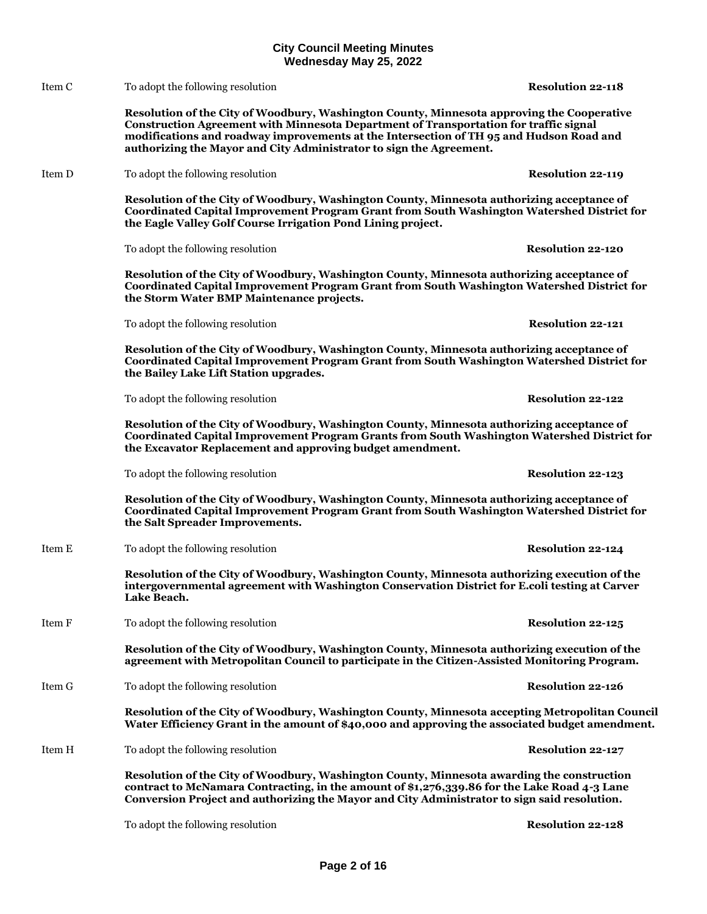Item C To adopt the following resolution **Resolution 22-118**

**Resolution of the City of Woodbury, Washington County, Minnesota approving the Cooperative Construction Agreement with Minnesota Department of Transportation for traffic signal modifications and roadway improvements at the Intersection of TH 95 and Hudson Road and authorizing the Mayor and City Administrator to sign the Agreement.**

Item D To adopt the following resolution **Resolution 22-119**

**Resolution of the City of Woodbury, Washington County, Minnesota authorizing acceptance of Coordinated Capital Improvement Program Grant from South Washington Watershed District for the Eagle Valley Golf Course Irrigation Pond Lining project.**

To adopt the following resolution **Resolution 22-120**

**Resolution of the City of Woodbury, Washington County, Minnesota authorizing acceptance of Coordinated Capital Improvement Program Grant from South Washington Watershed District for the Storm Water BMP Maintenance projects.**

To adopt the following resolution **Resolution 22-121**

**Resolution of the City of Woodbury, Washington County, Minnesota authorizing acceptance of Coordinated Capital Improvement Program Grant from South Washington Watershed District for the Bailey Lake Lift Station upgrades.**

To adopt the following resolution **Resolution 22-122**

**Resolution of the City of Woodbury, Washington County, Minnesota authorizing acceptance of Coordinated Capital Improvement Program Grants from South Washington Watershed District for the Excavator Replacement and approving budget amendment.**

To adopt the following resolution **Resolution 22-123**

**Resolution of the City of Woodbury, Washington County, Minnesota authorizing acceptance of Coordinated Capital Improvement Program Grant from South Washington Watershed District for the Salt Spreader Improvements.**

Item E To adopt the following resolution **Resolution 22-124**

**Resolution of the City of Woodbury, Washington County, Minnesota authorizing execution of the intergovernmental agreement with Washington Conservation District for E.coli testing at Carver Lake Beach.**

Item F To adopt the following resolution **Resolution 22-125**

**Resolution of the City of Woodbury, Washington County, Minnesota authorizing execution of the agreement with Metropolitan Council to participate in the Citizen-Assisted Monitoring Program.**

Item G To adopt the following resolution **Resolution 22-126**

**Resolution of the City of Woodbury, Washington County, Minnesota accepting Metropolitan Council Water Efficiency Grant in the amount of $40,000 and approving the associated budget amendment.**

Item H To adopt the following resolution **Resolution 22-127**

**Resolution of the City of Woodbury, Washington County, Minnesota awarding the construction contract to McNamara Contracting, in the amount of $1,276,339.86 for the Lake Road 4-3 Lane Conversion Project and authorizing the Mayor and City Administrator to sign said resolution.**

To adopt the following resolution **Resolution 22-128**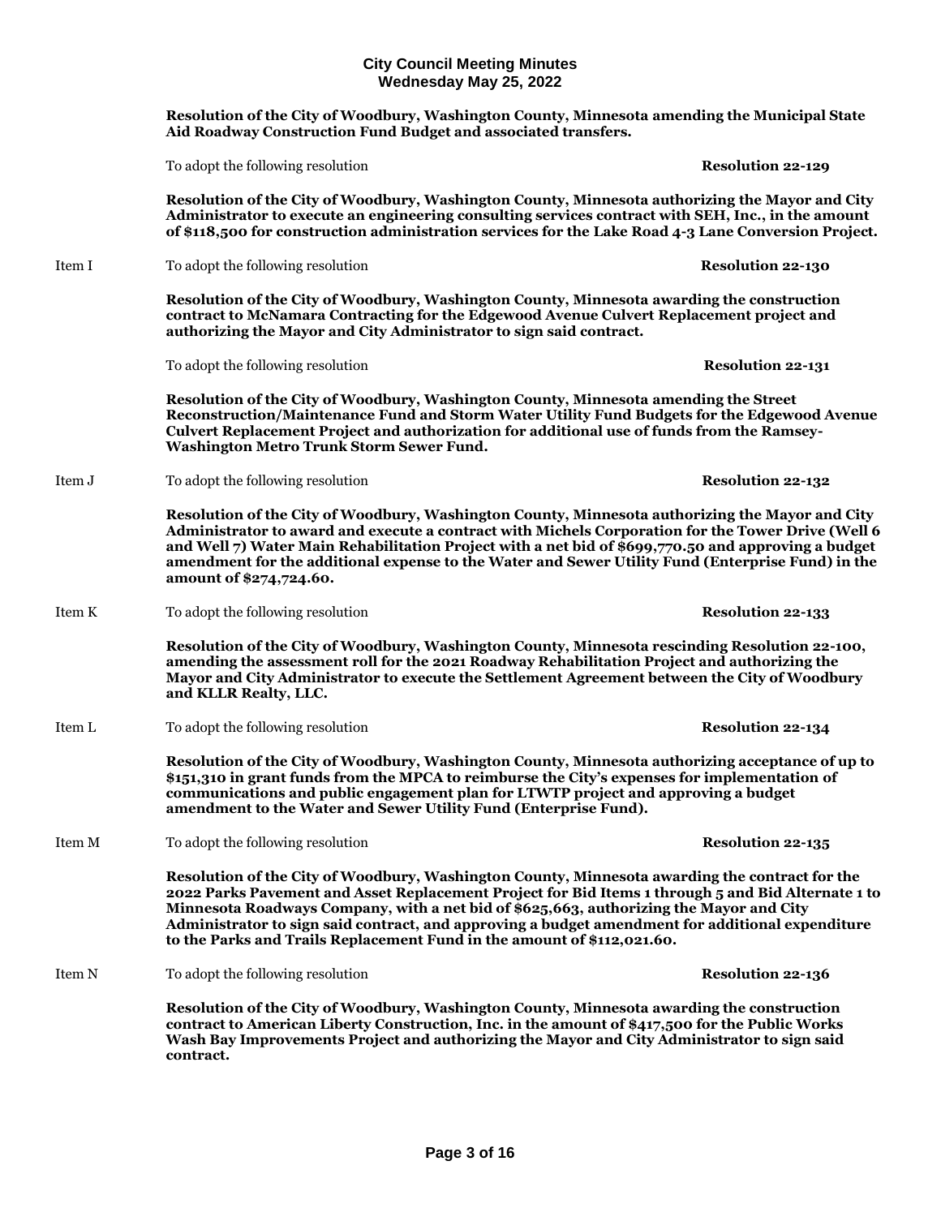**Resolution of the City of Woodbury, Washington County, Minnesota amending the Municipal State Aid Roadway Construction Fund Budget and associated transfers.**

To adopt the following resolution **Resolution 22-129**

**Resolution of the City of Woodbury, Washington County, Minnesota authorizing the Mayor and City Administrator to execute an engineering consulting services contract with SEH, Inc., in the amount of $118,500 for construction administration services for the Lake Road 4-3 Lane Conversion Project.**

Item I To adopt the following resolution **Resolution 22-130**

**Resolution of the City of Woodbury, Washington County, Minnesota awarding the construction contract to McNamara Contracting for the Edgewood Avenue Culvert Replacement project and authorizing the Mayor and City Administrator to sign said contract.**

To adopt the following resolution **Resolution 22-131**

**Resolution of the City of Woodbury, Washington County, Minnesota amending the Street Reconstruction/Maintenance Fund and Storm Water Utility Fund Budgets for the Edgewood Avenue Culvert Replacement Project and authorization for additional use of funds from the Ramsey-Washington Metro Trunk Storm Sewer Fund.**

Item J To adopt the following resolution **Resolution 22-132**

**Resolution of the City of Woodbury, Washington County, Minnesota authorizing the Mayor and City Administrator to award and execute a contract with Michels Corporation for the Tower Drive (Well 6 and Well 7) Water Main Rehabilitation Project with a net bid of $699,770.50 and approving a budget amendment for the additional expense to the Water and Sewer Utility Fund (Enterprise Fund) in the amount of $274,724.60.**

Item K To adopt the following resolution **Resolution 22-133**

**Resolution of the City of Woodbury, Washington County, Minnesota rescinding Resolution 22-100, amending the assessment roll for the 2021 Roadway Rehabilitation Project and authorizing the Mayor and City Administrator to execute the Settlement Agreement between the City of Woodbury and KLLR Realty, LLC.**

Item L To adopt the following resolution **Resolution 22-134**

**Resolution of the City of Woodbury, Washington County, Minnesota authorizing acceptance of up to $151,310 in grant funds from the MPCA to reimburse the City's expenses for implementation of communications and public engagement plan for LTWTP project and approving a budget amendment to the Water and Sewer Utility Fund (Enterprise Fund).**

Item M To adopt the following resolution **Resolution 22-135**

**Resolution of the City of Woodbury, Washington County, Minnesota awarding the contract for the 2022 Parks Pavement and Asset Replacement Project for Bid Items 1 through 5 and Bid Alternate 1 to Minnesota Roadways Company, with a net bid of $625,663, authorizing the Mayor and City Administrator to sign said contract, and approving a budget amendment for additional expenditure to the Parks and Trails Replacement Fund in the amount of $112,021.60.**

Item N To adopt the following resolution **Resolution 22-136**

**Resolution of the City of Woodbury, Washington County, Minnesota awarding the construction contract to American Liberty Construction, Inc. in the amount of $417,500 for the Public Works Wash Bay Improvements Project and authorizing the Mayor and City Administrator to sign said contract.**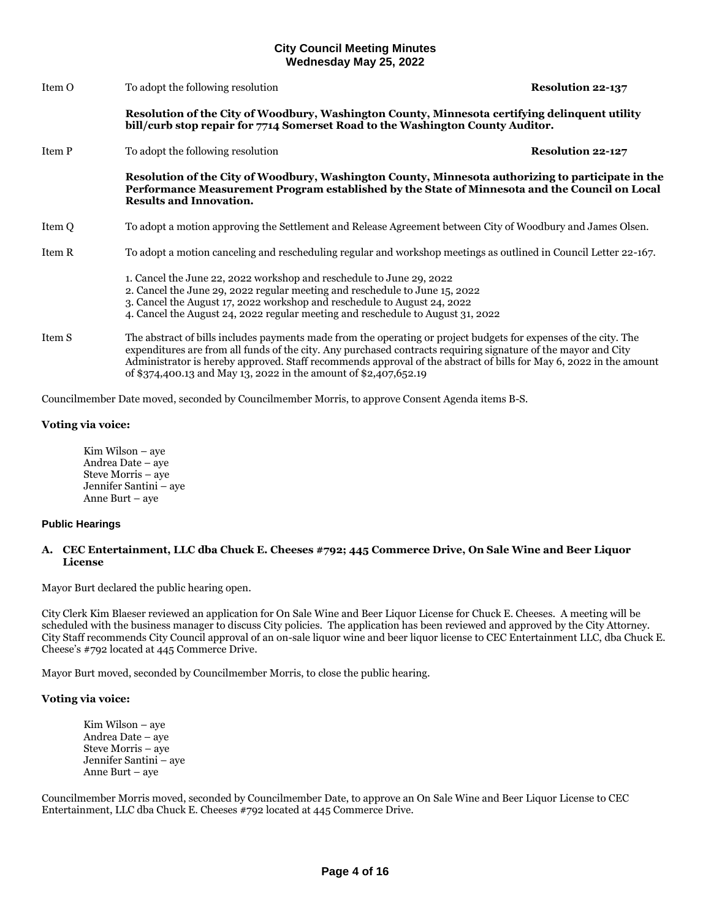Item O To adopt the following resolution **Resolution 22-137**

**Resolution of the City of Woodbury, Washington County, Minnesota certifying delinquent utility bill/curb stop repair for 7714 Somerset Road to the Washington County Auditor.**

Item P To adopt the following resolution **Resolution 22-127**

**Resolution of the City of Woodbury, Washington County, Minnesota authorizing to participate in the Performance Measurement Program established by the State of Minnesota and the Council on Local Results and Innovation.**

Item Q To adopt a motion approving the Settlement and Release Agreement between City of Woodbury and James Olsen.

Item R To adopt a motion canceling and rescheduling regular and workshop meetings as outlined in Council Letter 22-167.

1. Cancel the June 22, 2022 workshop and reschedule to June 29, 2022
2. Cancel the June 29, 2022 regular meeting and reschedule to June 15, 2022
3. Cancel the August 17, 2022 workshop and reschedule to August 24, 2022
4. Cancel the August 24, 2022 regular meeting and reschedule to August 31, 2022

Item S The abstract of bills includes payments made from the operating or project budgets for expenses of the city. The expenditures are from all funds of the city. Any purchased contracts requiring signature of the mayor and City Administrator is hereby approved. Staff recommends approval of the abstract of bills for May 6, 2022 in the amount of $374,400.13 and May 13, 2022 in the amount of $2,407,652.19

Councilmember Date moved, seconded by Councilmember Morris, to approve Consent Agenda items B-S.

**Voting via voice:**

Kim Wilson – aye
Andrea Date – aye
Steve Morris – aye
Jennifer Santini – aye
Anne Burt – aye

### Public Hearings

**A. CEC Entertainment, LLC dba Chuck E. Cheeses #792; 445 Commerce Drive, On Sale Wine and Beer Liquor License**

Mayor Burt declared the public hearing open.

City Clerk Kim Blaeser reviewed an application for On Sale Wine and Beer Liquor License for Chuck E. Cheeses. A meeting will be scheduled with the business manager to discuss City policies. The application has been reviewed and approved by the City Attorney. City Staff recommends City Council approval of an on-sale liquor wine and beer liquor license to CEC Entertainment LLC, dba Chuck E. Cheese's #792 located at 445 Commerce Drive.

Mayor Burt moved, seconded by Councilmember Morris, to close the public hearing.

**Voting via voice:**

Kim Wilson – aye
Andrea Date – aye
Steve Morris – aye
Jennifer Santini – aye
Anne Burt – aye

Councilmember Morris moved, seconded by Councilmember Date, to approve an On Sale Wine and Beer Liquor License to CEC Entertainment, LLC dba Chuck E. Cheeses #792 located at 445 Commerce Drive.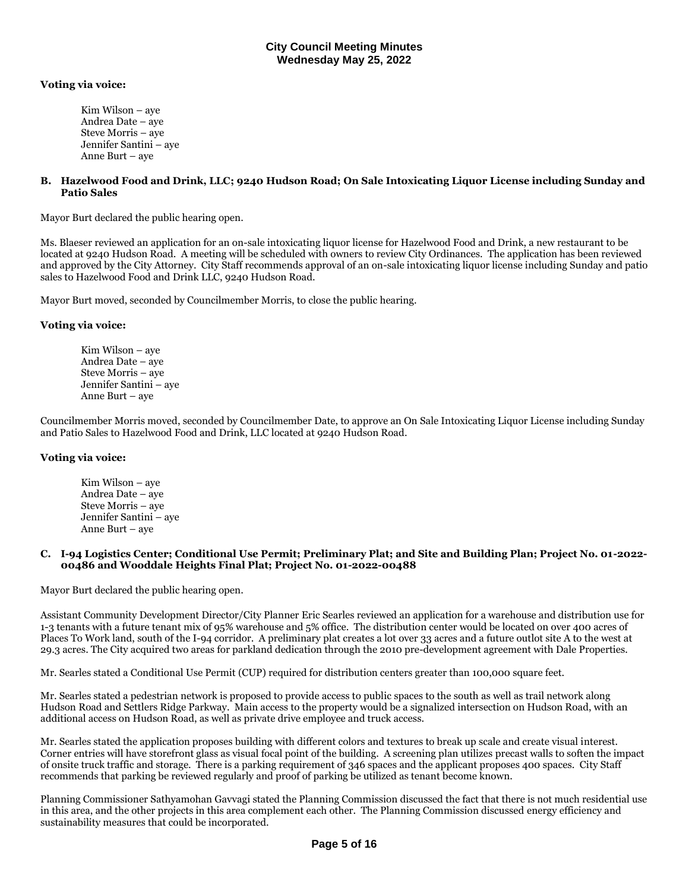**Voting via voice:**

Kim Wilson – aye
Andrea Date – aye
Steve Morris – aye
Jennifer Santini – aye
Anne Burt – aye

**B. Hazelwood Food and Drink, LLC; 9240 Hudson Road; On Sale Intoxicating Liquor License including Sunday and Patio Sales**

Mayor Burt declared the public hearing open.

Ms. Blaeser reviewed an application for an on-sale intoxicating liquor license for Hazelwood Food and Drink, a new restaurant to be located at 9240 Hudson Road. A meeting will be scheduled with owners to review City Ordinances. The application has been reviewed and approved by the City Attorney. City Staff recommends approval of an on-sale intoxicating liquor license including Sunday and patio sales to Hazelwood Food and Drink LLC, 9240 Hudson Road.

Mayor Burt moved, seconded by Councilmember Morris, to close the public hearing.

**Voting via voice:**

Kim Wilson – aye
Andrea Date – aye
Steve Morris – aye
Jennifer Santini – aye
Anne Burt – aye

Councilmember Morris moved, seconded by Councilmember Date, to approve an On Sale Intoxicating Liquor License including Sunday and Patio Sales to Hazelwood Food and Drink, LLC located at 9240 Hudson Road.

**Voting via voice:**

Kim Wilson – aye
Andrea Date – aye
Steve Morris – aye
Jennifer Santini – aye
Anne Burt – aye

**C. I-94 Logistics Center; Conditional Use Permit; Preliminary Plat; and Site and Building Plan; Project No. 01-2022-00486 and Wooddale Heights Final Plat; Project No. 01-2022-00488**

Mayor Burt declared the public hearing open.

Assistant Community Development Director/City Planner Eric Searles reviewed an application for a warehouse and distribution use for 1-3 tenants with a future tenant mix of 95% warehouse and 5% office. The distribution center would be located on over 400 acres of Places To Work land, south of the I-94 corridor. A preliminary plat creates a lot over 33 acres and a future outlot site A to the west at 29.3 acres. The City acquired two areas for parkland dedication through the 2010 pre-development agreement with Dale Properties.

Mr. Searles stated a Conditional Use Permit (CUP) required for distribution centers greater than 100,000 square feet.

Mr. Searles stated a pedestrian network is proposed to provide access to public spaces to the south as well as trail network along Hudson Road and Settlers Ridge Parkway. Main access to the property would be a signalized intersection on Hudson Road, with an additional access on Hudson Road, as well as private drive employee and truck access.

Mr. Searles stated the application proposes building with different colors and textures to break up scale and create visual interest. Corner entries will have storefront glass as visual focal point of the building. A screening plan utilizes precast walls to soften the impact of onsite truck traffic and storage. There is a parking requirement of 346 spaces and the applicant proposes 400 spaces. City Staff recommends that parking be reviewed regularly and proof of parking be utilized as tenant become known.

Planning Commissioner Sathyamohan Gavvagi stated the Planning Commission discussed the fact that there is not much residential use in this area, and the other projects in this area complement each other. The Planning Commission discussed energy efficiency and sustainability measures that could be incorporated.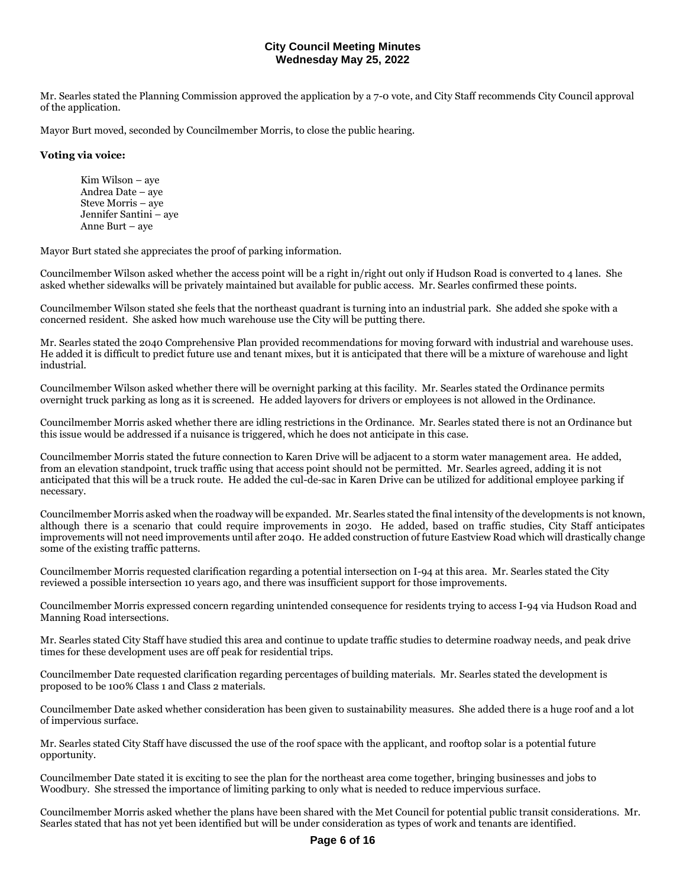Mr. Searles stated the Planning Commission approved the application by a 7-0 vote, and City Staff recommends City Council approval of the application.

Mayor Burt moved, seconded by Councilmember Morris, to close the public hearing.

**Voting via voice:**

Kim Wilson – aye
Andrea Date – aye
Steve Morris – aye
Jennifer Santini – aye
Anne Burt – aye

Mayor Burt stated she appreciates the proof of parking information.

Councilmember Wilson asked whether the access point will be a right in/right out only if Hudson Road is converted to 4 lanes. She asked whether sidewalks will be privately maintained but available for public access. Mr. Searles confirmed these points.

Councilmember Wilson stated she feels that the northeast quadrant is turning into an industrial park. She added she spoke with a concerned resident. She asked how much warehouse use the City will be putting there.

Mr. Searles stated the 2040 Comprehensive Plan provided recommendations for moving forward with industrial and warehouse uses. He added it is difficult to predict future use and tenant mixes, but it is anticipated that there will be a mixture of warehouse and light industrial.

Councilmember Wilson asked whether there will be overnight parking at this facility. Mr. Searles stated the Ordinance permits overnight truck parking as long as it is screened. He added layovers for drivers or employees is not allowed in the Ordinance.

Councilmember Morris asked whether there are idling restrictions in the Ordinance. Mr. Searles stated there is not an Ordinance but this issue would be addressed if a nuisance is triggered, which he does not anticipate in this case.

Councilmember Morris stated the future connection to Karen Drive will be adjacent to a storm water management area. He added, from an elevation standpoint, truck traffic using that access point should not be permitted. Mr. Searles agreed, adding it is not anticipated that this will be a truck route. He added the cul-de-sac in Karen Drive can be utilized for additional employee parking if necessary.

Councilmember Morris asked when the roadway will be expanded. Mr. Searles stated the final intensity of the developments is not known, although there is a scenario that could require improvements in 2030. He added, based on traffic studies, City Staff anticipates improvements will not need improvements until after 2040. He added construction of future Eastview Road which will drastically change some of the existing traffic patterns.

Councilmember Morris requested clarification regarding a potential intersection on I-94 at this area. Mr. Searles stated the City reviewed a possible intersection 10 years ago, and there was insufficient support for those improvements.

Councilmember Morris expressed concern regarding unintended consequence for residents trying to access I-94 via Hudson Road and Manning Road intersections.

Mr. Searles stated City Staff have studied this area and continue to update traffic studies to determine roadway needs, and peak drive times for these development uses are off peak for residential trips.

Councilmember Date requested clarification regarding percentages of building materials. Mr. Searles stated the development is proposed to be 100% Class 1 and Class 2 materials.

Councilmember Date asked whether consideration has been given to sustainability measures. She added there is a huge roof and a lot of impervious surface.

Mr. Searles stated City Staff have discussed the use of the roof space with the applicant, and rooftop solar is a potential future opportunity.

Councilmember Date stated it is exciting to see the plan for the northeast area come together, bringing businesses and jobs to Woodbury. She stressed the importance of limiting parking to only what is needed to reduce impervious surface.

Councilmember Morris asked whether the plans have been shared with the Met Council for potential public transit considerations. Mr. Searles stated that has not yet been identified but will be under consideration as types of work and tenants are identified.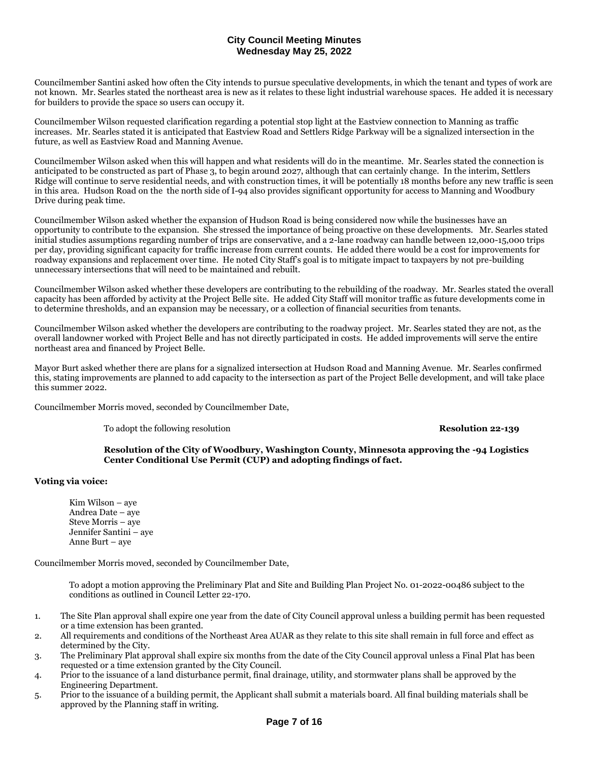Councilmember Santini asked how often the City intends to pursue speculative developments, in which the tenant and types of work are not known. Mr. Searles stated the northeast area is new as it relates to these light industrial warehouse spaces. He added it is necessary for builders to provide the space so users can occupy it.

Councilmember Wilson requested clarification regarding a potential stop light at the Eastview connection to Manning as traffic increases. Mr. Searles stated it is anticipated that Eastview Road and Settlers Ridge Parkway will be a signalized intersection in the future, as well as Eastview Road and Manning Avenue.

Councilmember Wilson asked when this will happen and what residents will do in the meantime. Mr. Searles stated the connection is anticipated to be constructed as part of Phase 3, to begin around 2027, although that can certainly change. In the interim, Settlers Ridge will continue to serve residential needs, and with construction times, it will be potentially 18 months before any new traffic is seen in this area. Hudson Road on the the north side of I-94 also provides significant opportunity for access to Manning and Woodbury Drive during peak time.

Councilmember Wilson asked whether the expansion of Hudson Road is being considered now while the businesses have an opportunity to contribute to the expansion. She stressed the importance of being proactive on these developments. Mr. Searles stated initial studies assumptions regarding number of trips are conservative, and a 2-lane roadway can handle between 12,000-15,000 trips per day, providing significant capacity for traffic increase from current counts. He added there would be a cost for improvements for roadway expansions and replacement over time. He noted City Staff's goal is to mitigate impact to taxpayers by not pre-building unnecessary intersections that will need to be maintained and rebuilt.

Councilmember Wilson asked whether these developers are contributing to the rebuilding of the roadway. Mr. Searles stated the overall capacity has been afforded by activity at the Project Belle site. He added City Staff will monitor traffic as future developments come in to determine thresholds, and an expansion may be necessary, or a collection of financial securities from tenants.

Councilmember Wilson asked whether the developers are contributing to the roadway project. Mr. Searles stated they are not, as the overall landowner worked with Project Belle and has not directly participated in costs. He added improvements will serve the entire northeast area and financed by Project Belle.

Mayor Burt asked whether there are plans for a signalized intersection at Hudson Road and Manning Avenue. Mr. Searles confirmed this, stating improvements are planned to add capacity to the intersection as part of the Project Belle development, and will take place this summer 2022.

Councilmember Morris moved, seconded by Councilmember Date,

To adopt the following resolution **Resolution 22-139**

**Resolution of the City of Woodbury, Washington County, Minnesota approving the -94 Logistics Center Conditional Use Permit (CUP) and adopting findings of fact.**

**Voting via voice:**

Kim Wilson – aye
Andrea Date – aye
Steve Morris – aye
Jennifer Santini – aye
Anne Burt – aye

Councilmember Morris moved, seconded by Councilmember Date,

To adopt a motion approving the Preliminary Plat and Site and Building Plan Project No. 01-2022-00486 subject to the conditions as outlined in Council Letter 22-170.

1. The Site Plan approval shall expire one year from the date of City Council approval unless a building permit has been requested or a time extension has been granted.
2. All requirements and conditions of the Northeast Area AUAR as they relate to this site shall remain in full force and effect as determined by the City.
3. The Preliminary Plat approval shall expire six months from the date of the City Council approval unless a Final Plat has been requested or a time extension granted by the City Council.
4. Prior to the issuance of a land disturbance permit, final drainage, utility, and stormwater plans shall be approved by the Engineering Department.
5. Prior to the issuance of a building permit, the Applicant shall submit a materials board. All final building materials shall be approved by the Planning staff in writing.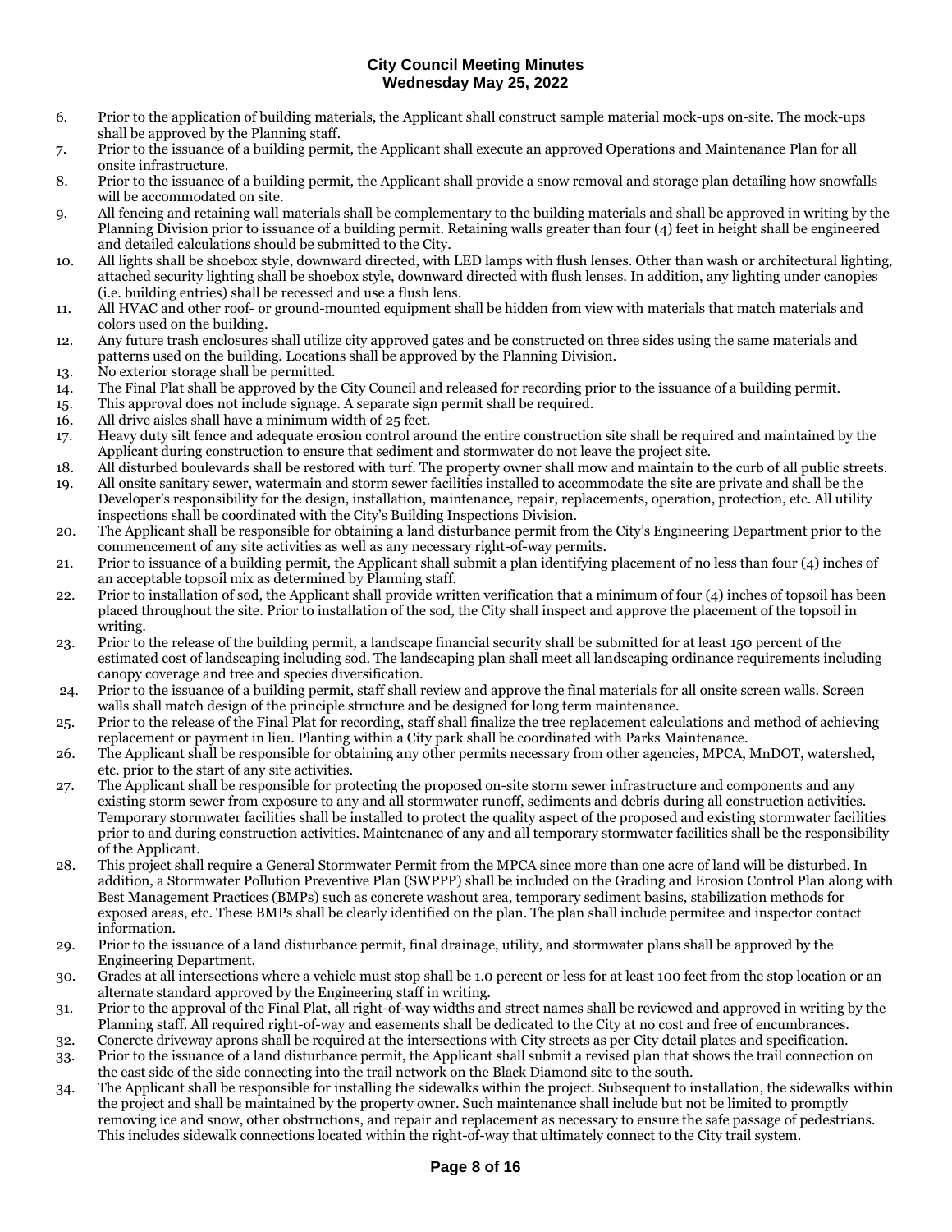6. Prior to the application of building materials, the Applicant shall construct sample material mock-ups on-site. The mock-ups shall be approved by the Planning staff.
7. Prior to the issuance of a building permit, the Applicant shall execute an approved Operations and Maintenance Plan for all onsite infrastructure.
8. Prior to the issuance of a building permit, the Applicant shall provide a snow removal and storage plan detailing how snowfalls will be accommodated on site.
9. All fencing and retaining wall materials shall be complementary to the building materials and shall be approved in writing by the Planning Division prior to issuance of a building permit. Retaining walls greater than four (4) feet in height shall be engineered and detailed calculations should be submitted to the City.
10. All lights shall be shoebox style, downward directed, with LED lamps with flush lenses. Other than wash or architectural lighting, attached security lighting shall be shoebox style, downward directed with flush lenses. In addition, any lighting under canopies (i.e. building entries) shall be recessed and use a flush lens.
11. All HVAC and other roof- or ground-mounted equipment shall be hidden from view with materials that match materials and colors used on the building.
12. Any future trash enclosures shall utilize city approved gates and be constructed on three sides using the same materials and patterns used on the building. Locations shall be approved by the Planning Division.
13. No exterior storage shall be permitted.
14. The Final Plat shall be approved by the City Council and released for recording prior to the issuance of a building permit.
15. This approval does not include signage. A separate sign permit shall be required.
16. All drive aisles shall have a minimum width of 25 feet.
17. Heavy duty silt fence and adequate erosion control around the entire construction site shall be required and maintained by the Applicant during construction to ensure that sediment and stormwater do not leave the project site.
18. All disturbed boulevards shall be restored with turf. The property owner shall mow and maintain to the curb of all public streets.
19. All onsite sanitary sewer, watermain and storm sewer facilities installed to accommodate the site are private and shall be the Developer's responsibility for the design, installation, maintenance, repair, replacements, operation, protection, etc. All utility inspections shall be coordinated with the City's Building Inspections Division.
20. The Applicant shall be responsible for obtaining a land disturbance permit from the City's Engineering Department prior to the commencement of any site activities as well as any necessary right-of-way permits.
21. Prior to issuance of a building permit, the Applicant shall submit a plan identifying placement of no less than four (4) inches of an acceptable topsoil mix as determined by Planning staff.
22. Prior to installation of sod, the Applicant shall provide written verification that a minimum of four (4) inches of topsoil has been placed throughout the site. Prior to installation of the sod, the City shall inspect and approve the placement of the topsoil in writing.
23. Prior to the release of the building permit, a landscape financial security shall be submitted for at least 150 percent of the estimated cost of landscaping including sod. The landscaping plan shall meet all landscaping ordinance requirements including canopy coverage and tree and species diversification.
24. Prior to the issuance of a building permit, staff shall review and approve the final materials for all onsite screen walls. Screen walls shall match design of the principle structure and be designed for long term maintenance.
25. Prior to the release of the Final Plat for recording, staff shall finalize the tree replacement calculations and method of achieving replacement or payment in lieu. Planting within a City park shall be coordinated with Parks Maintenance.
26. The Applicant shall be responsible for obtaining any other permits necessary from other agencies, MPCA, MnDOT, watershed, etc. prior to the start of any site activities.
27. The Applicant shall be responsible for protecting the proposed on-site storm sewer infrastructure and components and any existing storm sewer from exposure to any and all stormwater runoff, sediments and debris during all construction activities. Temporary stormwater facilities shall be installed to protect the quality aspect of the proposed and existing stormwater facilities prior to and during construction activities. Maintenance of any and all temporary stormwater facilities shall be the responsibility of the Applicant.
28. This project shall require a General Stormwater Permit from the MPCA since more than one acre of land will be disturbed. In addition, a Stormwater Pollution Preventive Plan (SWPPP) shall be included on the Grading and Erosion Control Plan along with Best Management Practices (BMPs) such as concrete washout area, temporary sediment basins, stabilization methods for exposed areas, etc. These BMPs shall be clearly identified on the plan. The plan shall include permitee and inspector contact information.
29. Prior to the issuance of a land disturbance permit, final drainage, utility, and stormwater plans shall be approved by the Engineering Department.
30. Grades at all intersections where a vehicle must stop shall be 1.0 percent or less for at least 100 feet from the stop location or an alternate standard approved by the Engineering staff in writing.
31. Prior to the approval of the Final Plat, all right-of-way widths and street names shall be reviewed and approved in writing by the Planning staff. All required right-of-way and easements shall be dedicated to the City at no cost and free of encumbrances.
32. Concrete driveway aprons shall be required at the intersections with City streets as per City detail plates and specification.
33. Prior to the issuance of a land disturbance permit, the Applicant shall submit a revised plan that shows the trail connection on the east side of the side connecting into the trail network on the Black Diamond site to the south.
34. The Applicant shall be responsible for installing the sidewalks within the project. Subsequent to installation, the sidewalks within the project and shall be maintained by the property owner. Such maintenance shall include but not be limited to promptly removing ice and snow, other obstructions, and repair and replacement as necessary to ensure the safe passage of pedestrians. This includes sidewalk connections located within the right-of-way that ultimately connect to the City trail system.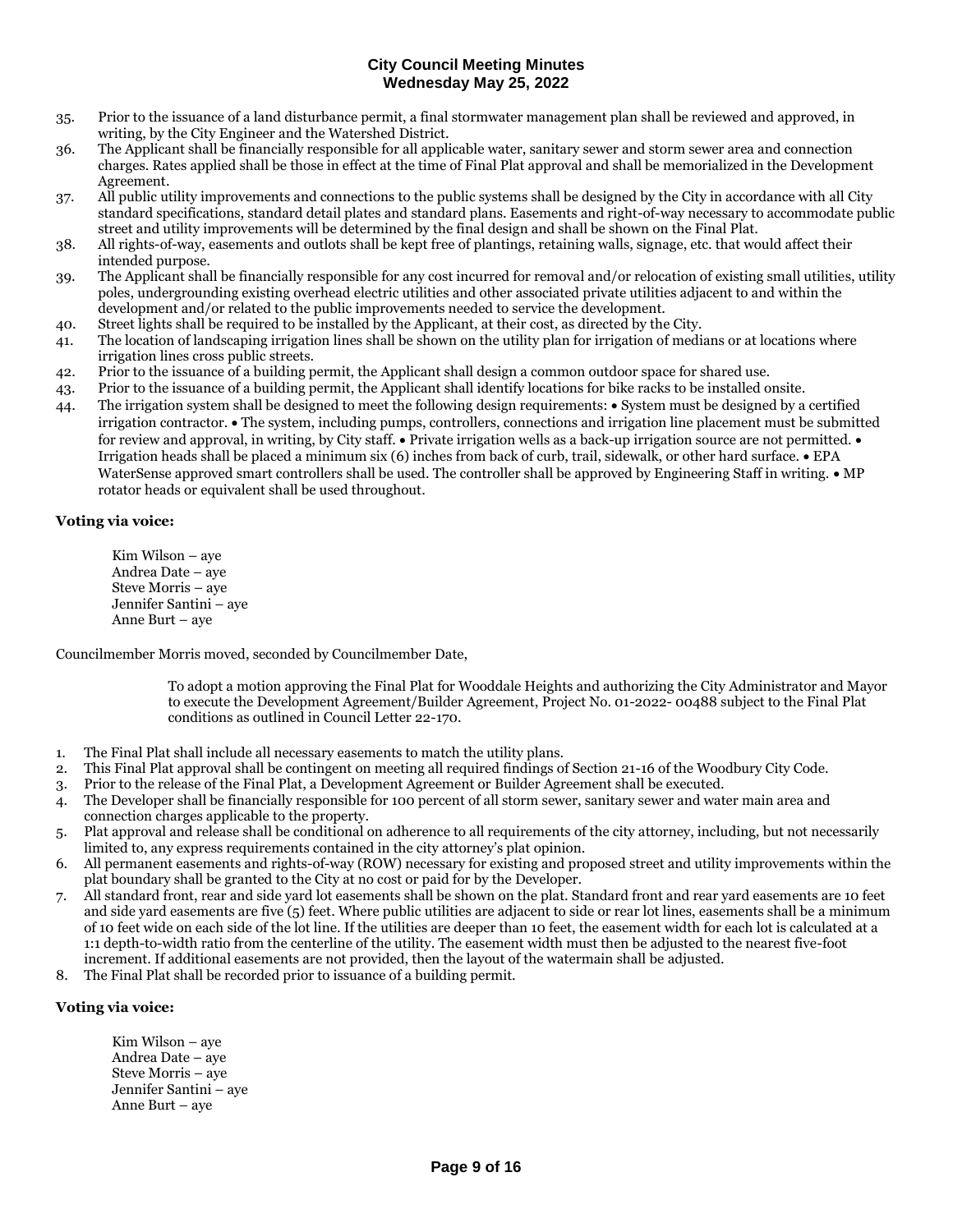35. Prior to the issuance of a land disturbance permit, a final stormwater management plan shall be reviewed and approved, in writing, by the City Engineer and the Watershed District.
36. The Applicant shall be financially responsible for all applicable water, sanitary sewer and storm sewer area and connection charges. Rates applied shall be those in effect at the time of Final Plat approval and shall be memorialized in the Development Agreement.
37. All public utility improvements and connections to the public systems shall be designed by the City in accordance with all City standard specifications, standard detail plates and standard plans. Easements and right-of-way necessary to accommodate public street and utility improvements will be determined by the final design and shall be shown on the Final Plat.
38. All rights-of-way, easements and outlots shall be kept free of plantings, retaining walls, signage, etc. that would affect their intended purpose.
39. The Applicant shall be financially responsible for any cost incurred for removal and/or relocation of existing small utilities, utility poles, undergrounding existing overhead electric utilities and other associated private utilities adjacent to and within the development and/or related to the public improvements needed to service the development.
40. Street lights shall be required to be installed by the Applicant, at their cost, as directed by the City.
41. The location of landscaping irrigation lines shall be shown on the utility plan for irrigation of medians or at locations where irrigation lines cross public streets.
42. Prior to the issuance of a building permit, the Applicant shall design a common outdoor space for shared use.
43. Prior to the issuance of a building permit, the Applicant shall identify locations for bike racks to be installed onsite.
44. The irrigation system shall be designed to meet the following design requirements: • System must be designed by a certified irrigation contractor. • The system, including pumps, controllers, connections and irrigation line placement must be submitted for review and approval, in writing, by City staff. • Private irrigation wells as a back-up irrigation source are not permitted. • Irrigation heads shall be placed a minimum six (6) inches from back of curb, trail, sidewalk, or other hard surface. • EPA WaterSense approved smart controllers shall be used. The controller shall be approved by Engineering Staff in writing. • MP rotator heads or equivalent shall be used throughout.

**Voting via voice:**

Kim Wilson – aye
Andrea Date – aye
Steve Morris – aye
Jennifer Santini – aye
Anne Burt – aye

Councilmember Morris moved, seconded by Councilmember Date,

> To adopt a motion approving the Final Plat for Wooddale Heights and authorizing the City Administrator and Mayor to execute the Development Agreement/Builder Agreement, Project No. 01-2022- 00488 subject to the Final Plat conditions as outlined in Council Letter 22-170.

1. The Final Plat shall include all necessary easements to match the utility plans.
2. This Final Plat approval shall be contingent on meeting all required findings of Section 21-16 of the Woodbury City Code.
3. Prior to the release of the Final Plat, a Development Agreement or Builder Agreement shall be executed.
4. The Developer shall be financially responsible for 100 percent of all storm sewer, sanitary sewer and water main area and connection charges applicable to the property.
5. Plat approval and release shall be conditional on adherence to all requirements of the city attorney, including, but not necessarily limited to, any express requirements contained in the city attorney's plat opinion.
6. All permanent easements and rights-of-way (ROW) necessary for existing and proposed street and utility improvements within the plat boundary shall be granted to the City at no cost or paid for by the Developer.
7. All standard front, rear and side yard lot easements shall be shown on the plat. Standard front and rear yard easements are 10 feet and side yard easements are five (5) feet. Where public utilities are adjacent to side or rear lot lines, easements shall be a minimum of 10 feet wide on each side of the lot line. If the utilities are deeper than 10 feet, the easement width for each lot is calculated at a 1:1 depth-to-width ratio from the centerline of the utility. The easement width must then be adjusted to the nearest five-foot increment. If additional easements are not provided, then the layout of the watermain shall be adjusted.
8. The Final Plat shall be recorded prior to issuance of a building permit.

**Voting via voice:**

Kim Wilson – aye
Andrea Date – aye
Steve Morris – aye
Jennifer Santini – aye
Anne Burt – aye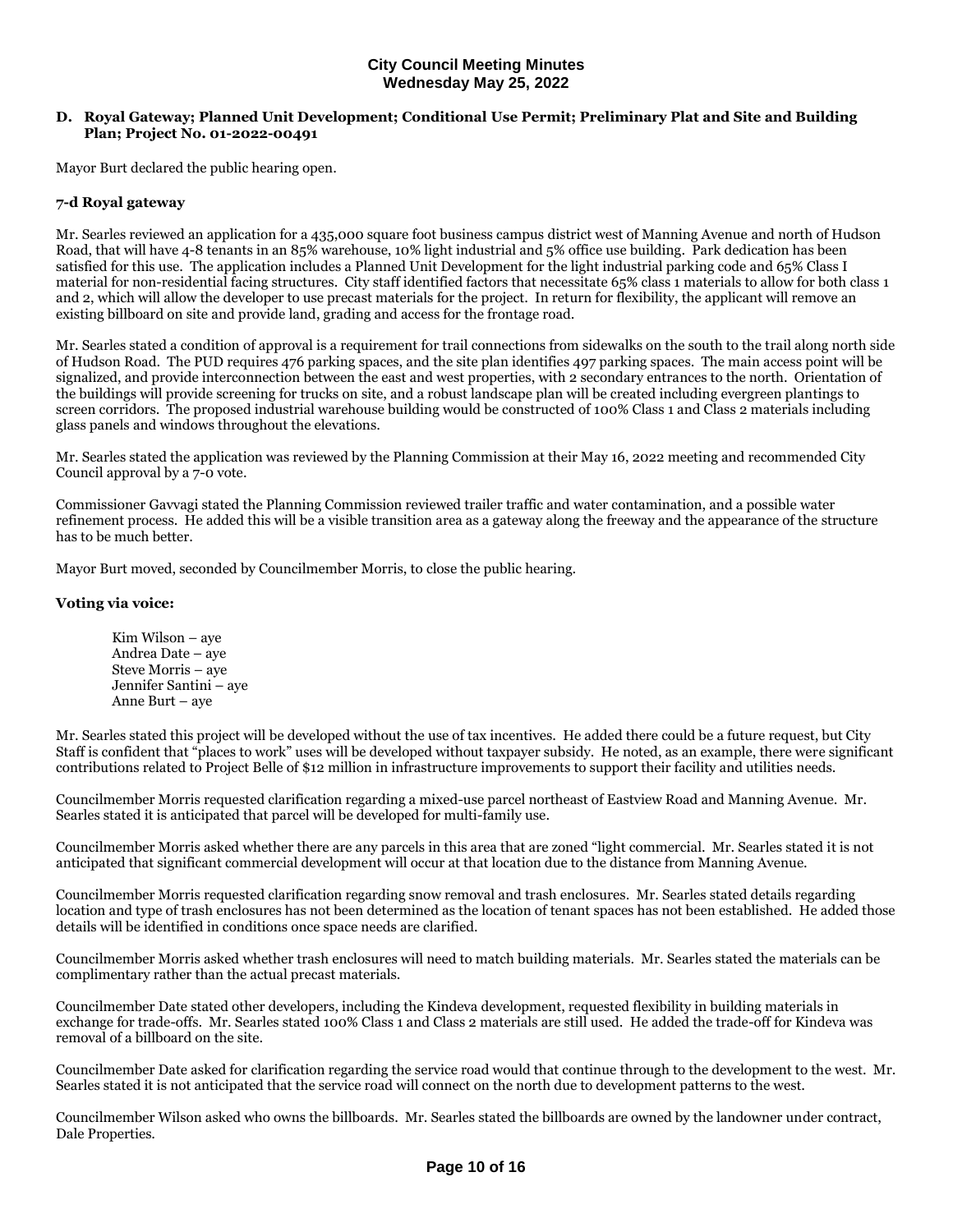**City Council Meeting Minutes**
**Wednesday May 25, 2022**

**D. Royal Gateway; Planned Unit Development; Conditional Use Permit; Preliminary Plat and Site and Building Plan; Project No. 01-2022-00491**

Mayor Burt declared the public hearing open.

**7-d Royal gateway**

Mr. Searles reviewed an application for a 435,000 square foot business campus district west of Manning Avenue and north of Hudson Road, that will have 4-8 tenants in an 85% warehouse, 10% light industrial and 5% office use building. Park dedication has been satisfied for this use. The application includes a Planned Unit Development for the light industrial parking code and 65% Class I material for non-residential facing structures. City staff identified factors that necessitate 65% class 1 materials to allow for both class 1 and 2, which will allow the developer to use precast materials for the project. In return for flexibility, the applicant will remove an existing billboard on site and provide land, grading and access for the frontage road.

Mr. Searles stated a condition of approval is a requirement for trail connections from sidewalks on the south to the trail along north side of Hudson Road. The PUD requires 476 parking spaces, and the site plan identifies 497 parking spaces. The main access point will be signalized, and provide interconnection between the east and west properties, with 2 secondary entrances to the north. Orientation of the buildings will provide screening for trucks on site, and a robust landscape plan will be created including evergreen plantings to screen corridors. The proposed industrial warehouse building would be constructed of 100% Class 1 and Class 2 materials including glass panels and windows throughout the elevations.

Mr. Searles stated the application was reviewed by the Planning Commission at their May 16, 2022 meeting and recommended City Council approval by a 7-0 vote.

Commissioner Gavvagi stated the Planning Commission reviewed trailer traffic and water contamination, and a possible water refinement process. He added this will be a visible transition area as a gateway along the freeway and the appearance of the structure has to be much better.

Mayor Burt moved, seconded by Councilmember Morris, to close the public hearing.

**Voting via voice:**

Kim Wilson – aye
Andrea Date – aye
Steve Morris – aye
Jennifer Santini – aye
Anne Burt – aye

Mr. Searles stated this project will be developed without the use of tax incentives. He added there could be a future request, but City Staff is confident that "places to work" uses will be developed without taxpayer subsidy. He noted, as an example, there were significant contributions related to Project Belle of $12 million in infrastructure improvements to support their facility and utilities needs.

Councilmember Morris requested clarification regarding a mixed-use parcel northeast of Eastview Road and Manning Avenue. Mr. Searles stated it is anticipated that parcel will be developed for multi-family use.

Councilmember Morris asked whether there are any parcels in this area that are zoned "light commercial. Mr. Searles stated it is not anticipated that significant commercial development will occur at that location due to the distance from Manning Avenue.

Councilmember Morris requested clarification regarding snow removal and trash enclosures. Mr. Searles stated details regarding location and type of trash enclosures has not been determined as the location of tenant spaces has not been established. He added those details will be identified in conditions once space needs are clarified.

Councilmember Morris asked whether trash enclosures will need to match building materials. Mr. Searles stated the materials can be complimentary rather than the actual precast materials.

Councilmember Date stated other developers, including the Kindeva development, requested flexibility in building materials in exchange for trade-offs. Mr. Searles stated 100% Class 1 and Class 2 materials are still used. He added the trade-off for Kindeva was removal of a billboard on the site.

Councilmember Date asked for clarification regarding the service road would that continue through to the development to the west. Mr. Searles stated it is not anticipated that the service road will connect on the north due to development patterns to the west.

Councilmember Wilson asked who owns the billboards. Mr. Searles stated the billboards are owned by the landowner under contract, Dale Properties.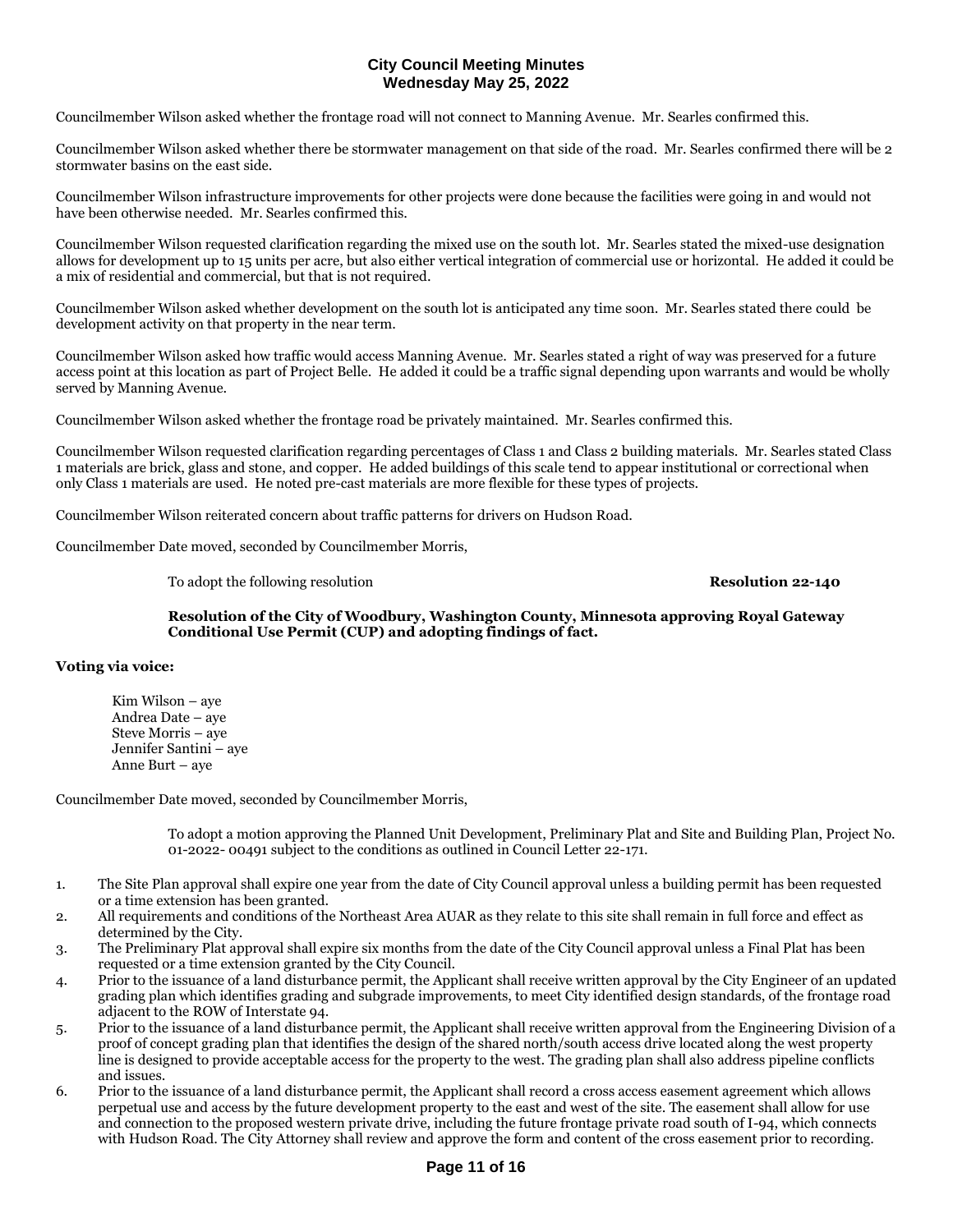Councilmember Wilson asked whether the frontage road will not connect to Manning Avenue. Mr. Searles confirmed this.

Councilmember Wilson asked whether there be stormwater management on that side of the road. Mr. Searles confirmed there will be 2 stormwater basins on the east side.

Councilmember Wilson infrastructure improvements for other projects were done because the facilities were going in and would not have been otherwise needed. Mr. Searles confirmed this.

Councilmember Wilson requested clarification regarding the mixed use on the south lot. Mr. Searles stated the mixed-use designation allows for development up to 15 units per acre, but also either vertical integration of commercial use or horizontal. He added it could be a mix of residential and commercial, but that is not required.

Councilmember Wilson asked whether development on the south lot is anticipated any time soon. Mr. Searles stated there could be development activity on that property in the near term.

Councilmember Wilson asked how traffic would access Manning Avenue. Mr. Searles stated a right of way was preserved for a future access point at this location as part of Project Belle. He added it could be a traffic signal depending upon warrants and would be wholly served by Manning Avenue.

Councilmember Wilson asked whether the frontage road be privately maintained. Mr. Searles confirmed this.

Councilmember Wilson requested clarification regarding percentages of Class 1 and Class 2 building materials. Mr. Searles stated Class 1 materials are brick, glass and stone, and copper. He added buildings of this scale tend to appear institutional or correctional when only Class 1 materials are used. He noted pre-cast materials are more flexible for these types of projects.

Councilmember Wilson reiterated concern about traffic patterns for drivers on Hudson Road.

Councilmember Date moved, seconded by Councilmember Morris,

To adopt the following resolution **Resolution 22-140**

**Resolution of the City of Woodbury, Washington County, Minnesota approving Royal Gateway Conditional Use Permit (CUP) and adopting findings of fact.**

**Voting via voice:**

Kim Wilson – aye
Andrea Date – aye
Steve Morris – aye
Jennifer Santini – aye
Anne Burt – aye

Councilmember Date moved, seconded by Councilmember Morris,

To adopt a motion approving the Planned Unit Development, Preliminary Plat and Site and Building Plan, Project No. 01-2022- 00491 subject to the conditions as outlined in Council Letter 22-171.

1. The Site Plan approval shall expire one year from the date of City Council approval unless a building permit has been requested or a time extension has been granted.
2. All requirements and conditions of the Northeast Area AUAR as they relate to this site shall remain in full force and effect as determined by the City.
3. The Preliminary Plat approval shall expire six months from the date of the City Council approval unless a Final Plat has been requested or a time extension granted by the City Council.
4. Prior to the issuance of a land disturbance permit, the Applicant shall receive written approval by the City Engineer of an updated grading plan which identifies grading and subgrade improvements, to meet City identified design standards, of the frontage road adjacent to the ROW of Interstate 94.
5. Prior to the issuance of a land disturbance permit, the Applicant shall receive written approval from the Engineering Division of a proof of concept grading plan that identifies the design of the shared north/south access drive located along the west property line is designed to provide acceptable access for the property to the west. The grading plan shall also address pipeline conflicts and issues.
6. Prior to the issuance of a land disturbance permit, the Applicant shall record a cross access easement agreement which allows perpetual use and access by the future development property to the east and west of the site. The easement shall allow for use and connection to the proposed western private drive, including the future frontage private road south of I-94, which connects with Hudson Road. The City Attorney shall review and approve the form and content of the cross easement prior to recording.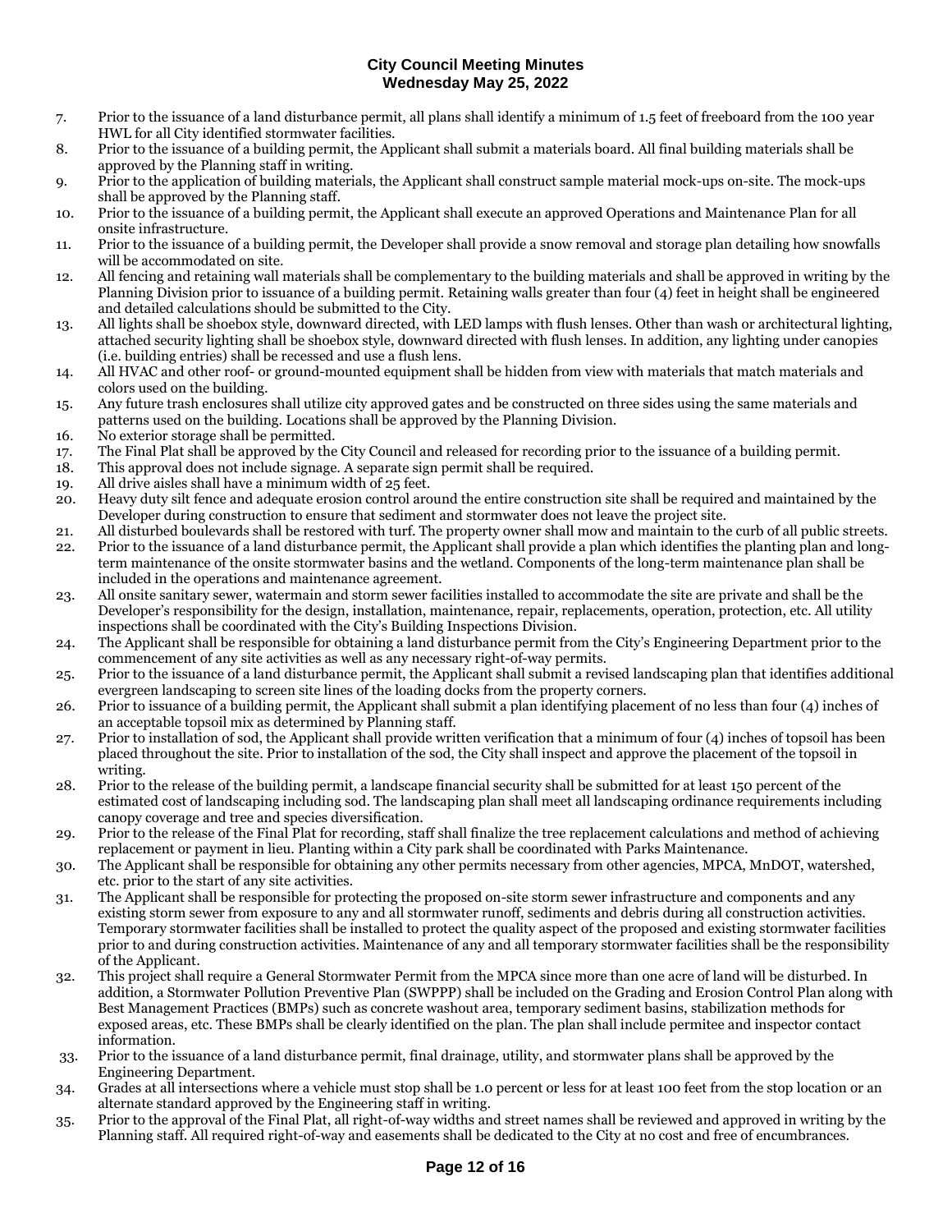7. Prior to the issuance of a land disturbance permit, all plans shall identify a minimum of 1.5 feet of freeboard from the 100 year HWL for all City identified stormwater facilities.
8. Prior to the issuance of a building permit, the Applicant shall submit a materials board. All final building materials shall be approved by the Planning staff in writing.
9. Prior to the application of building materials, the Applicant shall construct sample material mock-ups on-site. The mock-ups shall be approved by the Planning staff.
10. Prior to the issuance of a building permit, the Applicant shall execute an approved Operations and Maintenance Plan for all onsite infrastructure.
11. Prior to the issuance of a building permit, the Developer shall provide a snow removal and storage plan detailing how snowfalls will be accommodated on site.
12. All fencing and retaining wall materials shall be complementary to the building materials and shall be approved in writing by the Planning Division prior to issuance of a building permit. Retaining walls greater than four (4) feet in height shall be engineered and detailed calculations should be submitted to the City.
13. All lights shall be shoebox style, downward directed, with LED lamps with flush lenses. Other than wash or architectural lighting, attached security lighting shall be shoebox style, downward directed with flush lenses. In addition, any lighting under canopies (i.e. building entries) shall be recessed and use a flush lens.
14. All HVAC and other roof- or ground-mounted equipment shall be hidden from view with materials that match materials and colors used on the building.
15. Any future trash enclosures shall utilize city approved gates and be constructed on three sides using the same materials and patterns used on the building. Locations shall be approved by the Planning Division.
16. No exterior storage shall be permitted.
17. The Final Plat shall be approved by the City Council and released for recording prior to the issuance of a building permit.
18. This approval does not include signage. A separate sign permit shall be required.
19. All drive aisles shall have a minimum width of 25 feet.
20. Heavy duty silt fence and adequate erosion control around the entire construction site shall be required and maintained by the Developer during construction to ensure that sediment and stormwater does not leave the project site.
21. All disturbed boulevards shall be restored with turf. The property owner shall mow and maintain to the curb of all public streets.
22. Prior to the issuance of a land disturbance permit, the Applicant shall provide a plan which identifies the planting plan and long-term maintenance of the onsite stormwater basins and the wetland. Components of the long-term maintenance plan shall be included in the operations and maintenance agreement.
23. All onsite sanitary sewer, watermain and storm sewer facilities installed to accommodate the site are private and shall be the Developer's responsibility for the design, installation, maintenance, repair, replacements, operation, protection, etc. All utility inspections shall be coordinated with the City's Building Inspections Division.
24. The Applicant shall be responsible for obtaining a land disturbance permit from the City's Engineering Department prior to the commencement of any site activities as well as any necessary right-of-way permits.
25. Prior to the issuance of a land disturbance permit, the Applicant shall submit a revised landscaping plan that identifies additional evergreen landscaping to screen site lines of the loading docks from the property corners.
26. Prior to issuance of a building permit, the Applicant shall submit a plan identifying placement of no less than four (4) inches of an acceptable topsoil mix as determined by Planning staff.
27. Prior to installation of sod, the Applicant shall provide written verification that a minimum of four (4) inches of topsoil has been placed throughout the site. Prior to installation of the sod, the City shall inspect and approve the placement of the topsoil in writing.
28. Prior to the release of the building permit, a landscape financial security shall be submitted for at least 150 percent of the estimated cost of landscaping including sod. The landscaping plan shall meet all landscaping ordinance requirements including canopy coverage and tree and species diversification.
29. Prior to the release of the Final Plat for recording, staff shall finalize the tree replacement calculations and method of achieving replacement or payment in lieu. Planting within a City park shall be coordinated with Parks Maintenance.
30. The Applicant shall be responsible for obtaining any other permits necessary from other agencies, MPCA, MnDOT, watershed, etc. prior to the start of any site activities.
31. The Applicant shall be responsible for protecting the proposed on-site storm sewer infrastructure and components and any existing storm sewer from exposure to any and all stormwater runoff, sediments and debris during all construction activities. Temporary stormwater facilities shall be installed to protect the quality aspect of the proposed and existing stormwater facilities prior to and during construction activities. Maintenance of any and all temporary stormwater facilities shall be the responsibility of the Applicant.
32. This project shall require a General Stormwater Permit from the MPCA since more than one acre of land will be disturbed. In addition, a Stormwater Pollution Preventive Plan (SWPPP) shall be included on the Grading and Erosion Control Plan along with Best Management Practices (BMPs) such as concrete washout area, temporary sediment basins, stabilization methods for exposed areas, etc. These BMPs shall be clearly identified on the plan. The plan shall include permitee and inspector contact information.
33. Prior to the issuance of a land disturbance permit, final drainage, utility, and stormwater plans shall be approved by the Engineering Department.
34. Grades at all intersections where a vehicle must stop shall be 1.0 percent or less for at least 100 feet from the stop location or an alternate standard approved by the Engineering staff in writing.
35. Prior to the approval of the Final Plat, all right-of-way widths and street names shall be reviewed and approved in writing by the Planning staff. All required right-of-way and easements shall be dedicated to the City at no cost and free of encumbrances.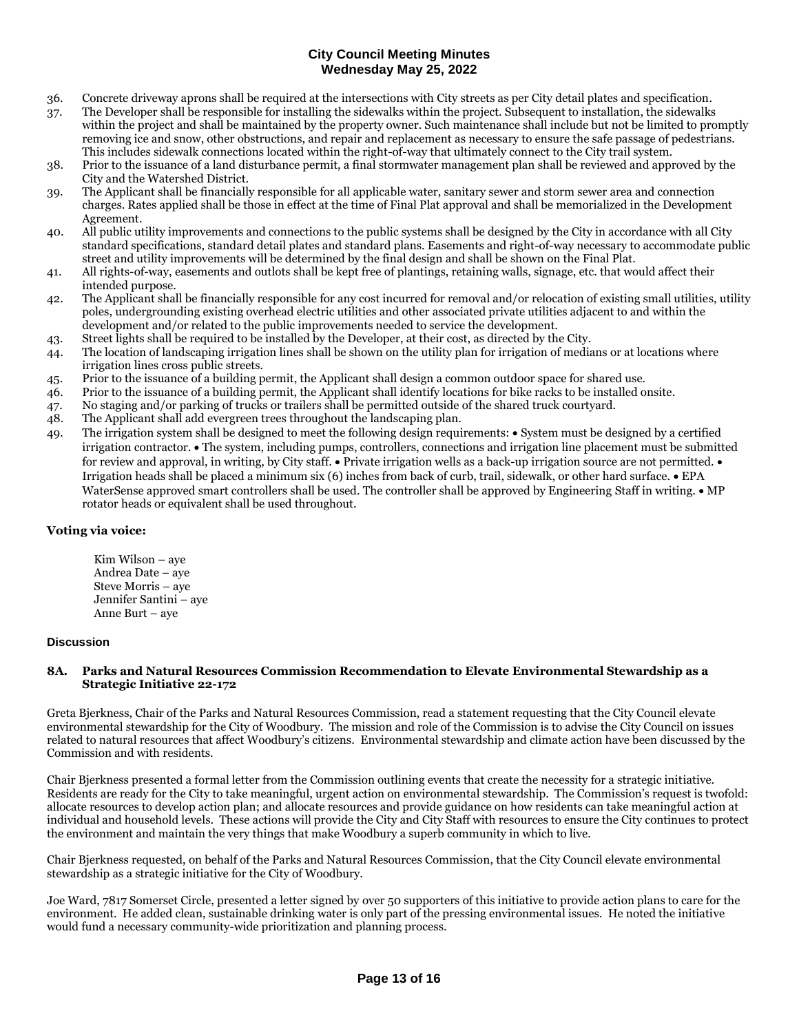36. Concrete driveway aprons shall be required at the intersections with City streets as per City detail plates and specification.
37. The Developer shall be responsible for installing the sidewalks within the project. Subsequent to installation, the sidewalks within the project and shall be maintained by the property owner. Such maintenance shall include but not be limited to promptly removing ice and snow, other obstructions, and repair and replacement as necessary to ensure the safe passage of pedestrians. This includes sidewalk connections located within the right-of-way that ultimately connect to the City trail system.
38. Prior to the issuance of a land disturbance permit, a final stormwater management plan shall be reviewed and approved by the City and the Watershed District.
39. The Applicant shall be financially responsible for all applicable water, sanitary sewer and storm sewer area and connection charges. Rates applied shall be those in effect at the time of Final Plat approval and shall be memorialized in the Development Agreement.
40. All public utility improvements and connections to the public systems shall be designed by the City in accordance with all City standard specifications, standard detail plates and standard plans. Easements and right-of-way necessary to accommodate public street and utility improvements will be determined by the final design and shall be shown on the Final Plat.
41. All rights-of-way, easements and outlots shall be kept free of plantings, retaining walls, signage, etc. that would affect their intended purpose.
42. The Applicant shall be financially responsible for any cost incurred for removal and/or relocation of existing small utilities, utility poles, undergrounding existing overhead electric utilities and other associated private utilities adjacent to and within the development and/or related to the public improvements needed to service the development.
43. Street lights shall be required to be installed by the Developer, at their cost, as directed by the City.
44. The location of landscaping irrigation lines shall be shown on the utility plan for irrigation of medians or at locations where irrigation lines cross public streets.
45. Prior to the issuance of a building permit, the Applicant shall design a common outdoor space for shared use.
46. Prior to the issuance of a building permit, the Applicant shall identify locations for bike racks to be installed onsite.
47. No staging and/or parking of trucks or trailers shall be permitted outside of the shared truck courtyard.
48. The Applicant shall add evergreen trees throughout the landscaping plan.
49. The irrigation system shall be designed to meet the following design requirements: • System must be designed by a certified irrigation contractor. • The system, including pumps, controllers, connections and irrigation line placement must be submitted for review and approval, in writing, by City staff. • Private irrigation wells as a back-up irrigation source are not permitted. • Irrigation heads shall be placed a minimum six (6) inches from back of curb, trail, sidewalk, or other hard surface. • EPA WaterSense approved smart controllers shall be used. The controller shall be approved by Engineering Staff in writing. • MP rotator heads or equivalent shall be used throughout.

**Voting via voice:**

Kim Wilson – aye
Andrea Date – aye
Steve Morris – aye
Jennifer Santini – aye
Anne Burt – aye

### Discussion

#### 8A. Parks and Natural Resources Commission Recommendation to Elevate Environmental Stewardship as a Strategic Initiative 22-172

Greta Bjerkness, Chair of the Parks and Natural Resources Commission, read a statement requesting that the City Council elevate environmental stewardship for the City of Woodbury. The mission and role of the Commission is to advise the City Council on issues related to natural resources that affect Woodbury's citizens. Environmental stewardship and climate action have been discussed by the Commission and with residents.

Chair Bjerkness presented a formal letter from the Commission outlining events that create the necessity for a strategic initiative. Residents are ready for the City to take meaningful, urgent action on environmental stewardship. The Commission's request is twofold: allocate resources to develop action plan; and allocate resources and provide guidance on how residents can take meaningful action at individual and household levels. These actions will provide the City and City Staff with resources to ensure the City continues to protect the environment and maintain the very things that make Woodbury a superb community in which to live.

Chair Bjerkness requested, on behalf of the Parks and Natural Resources Commission, that the City Council elevate environmental stewardship as a strategic initiative for the City of Woodbury.

Joe Ward, 7817 Somerset Circle, presented a letter signed by over 50 supporters of this initiative to provide action plans to care for the environment. He added clean, sustainable drinking water is only part of the pressing environmental issues. He noted the initiative would fund a necessary community-wide prioritization and planning process.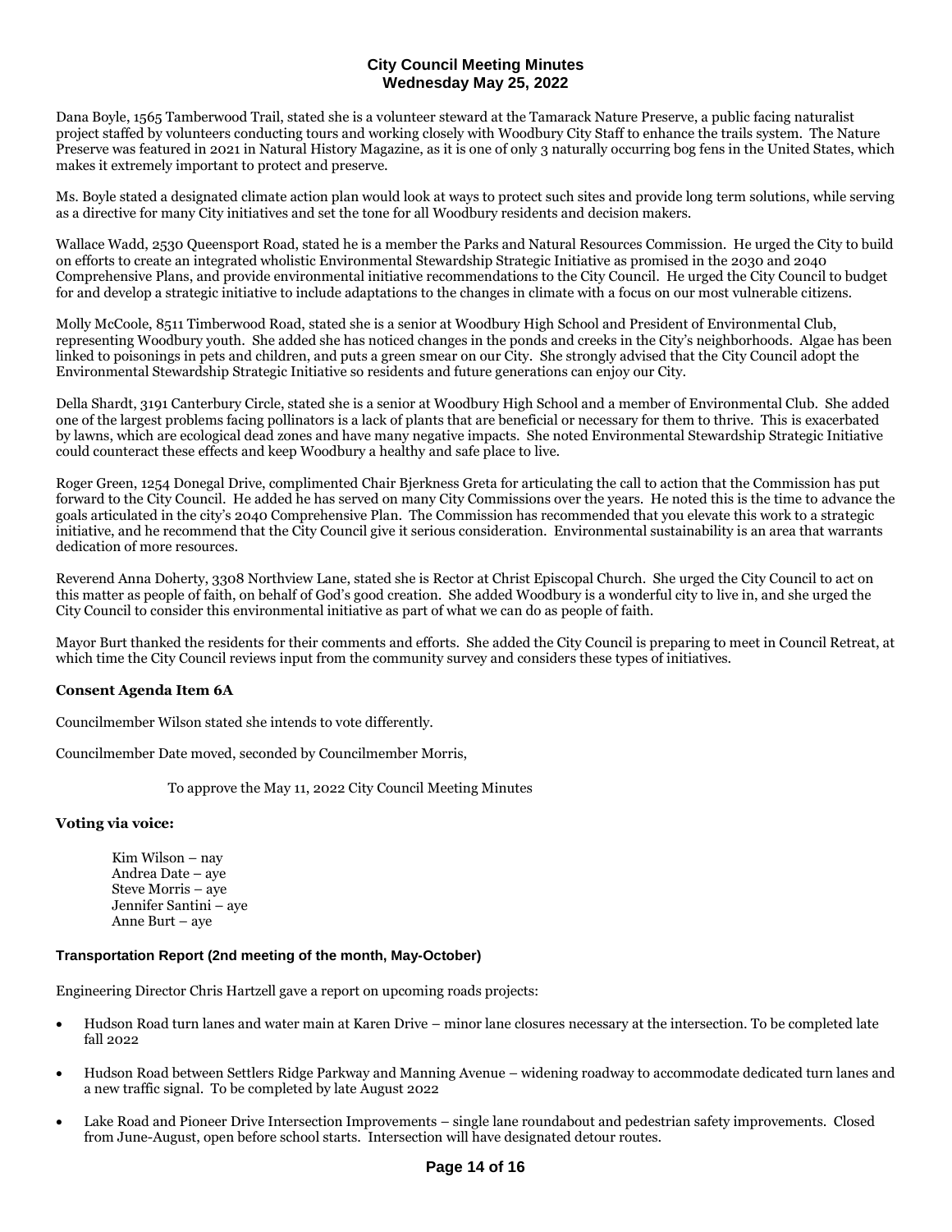# City Council Meeting Minutes
## Wednesday May 25, 2022

Dana Boyle, 1565 Tamberwood Trail, stated she is a volunteer steward at the Tamarack Nature Preserve, a public facing naturalist project staffed by volunteers conducting tours and working closely with Woodbury City Staff to enhance the trails system. The Nature Preserve was featured in 2021 in Natural History Magazine, as it is one of only 3 naturally occurring bog fens in the United States, which makes it extremely important to protect and preserve.

Ms. Boyle stated a designated climate action plan would look at ways to protect such sites and provide long term solutions, while serving as a directive for many City initiatives and set the tone for all Woodbury residents and decision makers.

Wallace Wadd, 2530 Queensport Road, stated he is a member the Parks and Natural Resources Commission. He urged the City to build on efforts to create an integrated wholistic Environmental Stewardship Strategic Initiative as promised in the 2030 and 2040 Comprehensive Plans, and provide environmental initiative recommendations to the City Council. He urged the City Council to budget for and develop a strategic initiative to include adaptations to the changes in climate with a focus on our most vulnerable citizens.

Molly McCoole, 8511 Timberwood Road, stated she is a senior at Woodbury High School and President of Environmental Club, representing Woodbury youth. She added she has noticed changes in the ponds and creeks in the City's neighborhoods. Algae has been linked to poisonings in pets and children, and puts a green smear on our City. She strongly advised that the City Council adopt the Environmental Stewardship Strategic Initiative so residents and future generations can enjoy our City.

Della Shardt, 3191 Canterbury Circle, stated she is a senior at Woodbury High School and a member of Environmental Club. She added one of the largest problems facing pollinators is a lack of plants that are beneficial or necessary for them to thrive. This is exacerbated by lawns, which are ecological dead zones and have many negative impacts. She noted Environmental Stewardship Strategic Initiative could counteract these effects and keep Woodbury a healthy and safe place to live.

Roger Green, 1254 Donegal Drive, complimented Chair Bjerkness Greta for articulating the call to action that the Commission has put forward to the City Council. He added he has served on many City Commissions over the years. He noted this is the time to advance the goals articulated in the city's 2040 Comprehensive Plan. The Commission has recommended that you elevate this work to a strategic initiative, and he recommend that the City Council give it serious consideration. Environmental sustainability is an area that warrants dedication of more resources.

Reverend Anna Doherty, 3308 Northview Lane, stated she is Rector at Christ Episcopal Church. She urged the City Council to act on this matter as people of faith, on behalf of God's good creation. She added Woodbury is a wonderful city to live in, and she urged the City Council to consider this environmental initiative as part of what we can do as people of faith.

Mayor Burt thanked the residents for their comments and efforts. She added the City Council is preparing to meet in Council Retreat, at which time the City Council reviews input from the community survey and considers these types of initiatives.

**Consent Agenda Item 6A**

Councilmember Wilson stated she intends to vote differently.

Councilmember Date moved, seconded by Councilmember Morris,

To approve the May 11, 2022 City Council Meeting Minutes

**Voting via voice:**

Kim Wilson – nay
Andrea Date – aye
Steve Morris – aye
Jennifer Santini – aye
Anne Burt – aye

**Transportation Report (2nd meeting of the month, May-October)**

Engineering Director Chris Hartzell gave a report on upcoming roads projects:

- Hudson Road turn lanes and water main at Karen Drive – minor lane closures necessary at the intersection. To be completed late fall 2022
- Hudson Road between Settlers Ridge Parkway and Manning Avenue – widening roadway to accommodate dedicated turn lanes and a new traffic signal. To be completed by late August 2022
- Lake Road and Pioneer Drive Intersection Improvements – single lane roundabout and pedestrian safety improvements. Closed from June-August, open before school starts. Intersection will have designated detour routes.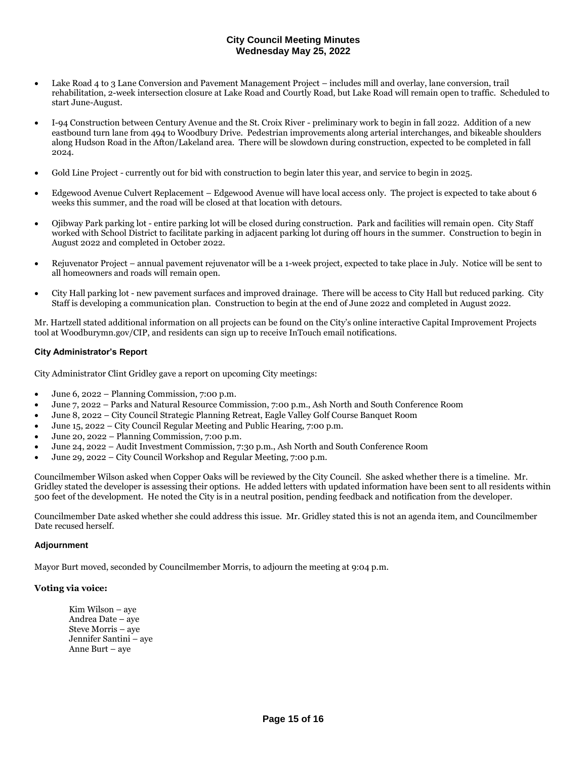- Lake Road 4 to 3 Lane Conversion and Pavement Management Project – includes mill and overlay, lane conversion, trail rehabilitation, 2-week intersection closure at Lake Road and Courtly Road, but Lake Road will remain open to traffic. Scheduled to start June-August.
- I-94 Construction between Century Avenue and the St. Croix River - preliminary work to begin in fall 2022. Addition of a new eastbound turn lane from 494 to Woodbury Drive. Pedestrian improvements along arterial interchanges, and bikeable shoulders along Hudson Road in the Afton/Lakeland area. There will be slowdown during construction, expected to be completed in fall 2024.
- Gold Line Project - currently out for bid with construction to begin later this year, and service to begin in 2025.
- Edgewood Avenue Culvert Replacement – Edgewood Avenue will have local access only. The project is expected to take about 6 weeks this summer, and the road will be closed at that location with detours.
- Ojibway Park parking lot - entire parking lot will be closed during construction. Park and facilities will remain open. City Staff worked with School District to facilitate parking in adjacent parking lot during off hours in the summer. Construction to begin in August 2022 and completed in October 2022.
- Rejuvenator Project – annual pavement rejuvenator will be a 1-week project, expected to take place in July. Notice will be sent to all homeowners and roads will remain open.
- City Hall parking lot - new pavement surfaces and improved drainage. There will be access to City Hall but reduced parking. City Staff is developing a communication plan. Construction to begin at the end of June 2022 and completed in August 2022.

Mr. Hartzell stated additional information on all projects can be found on the City's online interactive Capital Improvement Projects tool at Woodburymn.gov/CIP, and residents can sign up to receive InTouch email notifications.

### City Administrator's Report

City Administrator Clint Gridley gave a report on upcoming City meetings:

- June 6, 2022 – Planning Commission, 7:00 p.m.
- June 7, 2022 – Parks and Natural Resource Commission, 7:00 p.m., Ash North and South Conference Room
- June 8, 2022 – City Council Strategic Planning Retreat, Eagle Valley Golf Course Banquet Room
- June 15, 2022 – City Council Regular Meeting and Public Hearing, 7:00 p.m.
- June 20, 2022 – Planning Commission, 7:00 p.m.
- June 24, 2022 – Audit Investment Commission, 7:30 p.m., Ash North and South Conference Room
- June 29, 2022 – City Council Workshop and Regular Meeting, 7:00 p.m.

Councilmember Wilson asked when Copper Oaks will be reviewed by the City Council. She asked whether there is a timeline. Mr. Gridley stated the developer is assessing their options. He added letters with updated information have been sent to all residents within 500 feet of the development. He noted the City is in a neutral position, pending feedback and notification from the developer.

Councilmember Date asked whether she could address this issue. Mr. Gridley stated this is not an agenda item, and Councilmember Date recused herself.

### Adjournment

Mayor Burt moved, seconded by Councilmember Morris, to adjourn the meeting at 9:04 p.m.

**Voting via voice:**

Kim Wilson – aye
Andrea Date – aye
Steve Morris – aye
Jennifer Santini – aye
Anne Burt – aye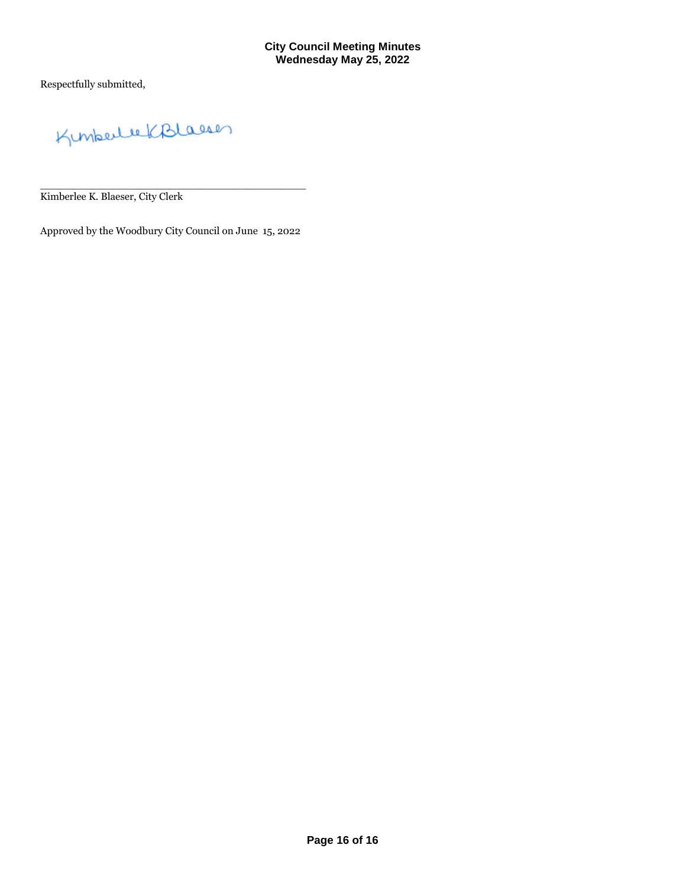Respectfully submitted,

Kimberlee K. Blaeser

\_\_\_\_\_\_\_\_\_\_\_\_\_\_\_\_\_\_\_\_\_\_\_\_\_\_\_\_\_\_\_\_\_\_\_\_\_\_\_\_

Kimberlee K. Blaeser, City Clerk

Approved by the Woodbury City Council on June 15, 2022